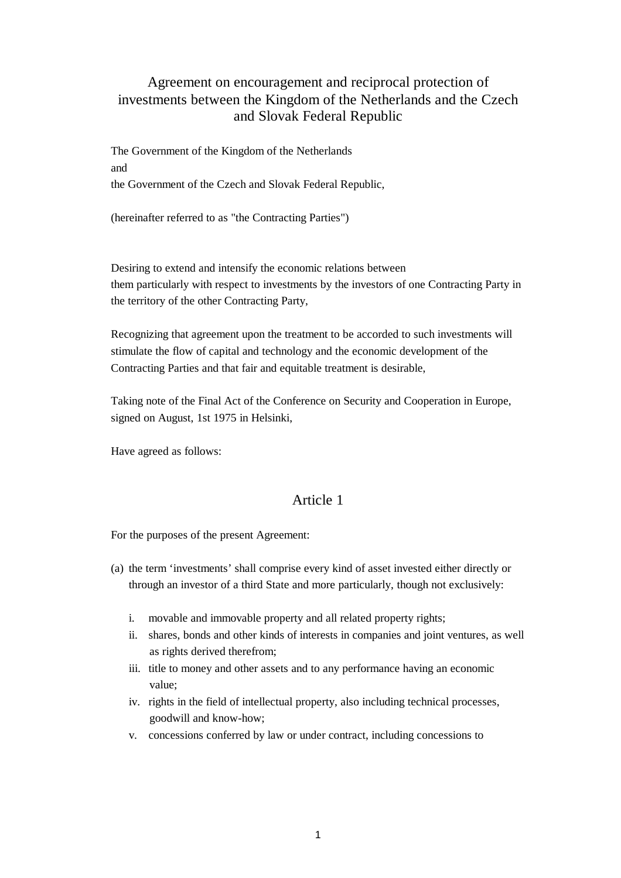# Agreement on encouragement and reciprocal protection of investments between the Kingdom of the Netherlands and the Czech and Slovak Federal Republic

The Government of the Kingdom of the Netherlands
and
the Government of the Czech and Slovak Federal Republic,

(hereinafter referred to as "the Contracting Parties")

Desiring to extend and intensify the economic relations between them particularly with respect to investments by the investors of one Contracting Party in the territory of the other Contracting Party,

Recognizing that agreement upon the treatment to be accorded to such investments will stimulate the flow of capital and technology and the economic development of the Contracting Parties and that fair and equitable treatment is desirable,

Taking note of the Final Act of the Conference on Security and Cooperation in Europe, signed on August, 1st 1975 in Helsinki,

Have agreed as follows:

## Article 1

For the purposes of the present Agreement:

(a) the term 'investments' shall comprise every kind of asset invested either directly or through an investor of a third State and more particularly, though not exclusively:

   i. movable and immovable property and all related property rights;
   ii. shares, bonds and other kinds of interests in companies and joint ventures, as well as rights derived therefrom;
   iii. title to money and other assets and to any performance having an economic value;
   iv. rights in the field of intellectual property, also including technical processes, goodwill and know-how;
   v. concessions conferred by law or under contract, including concessions to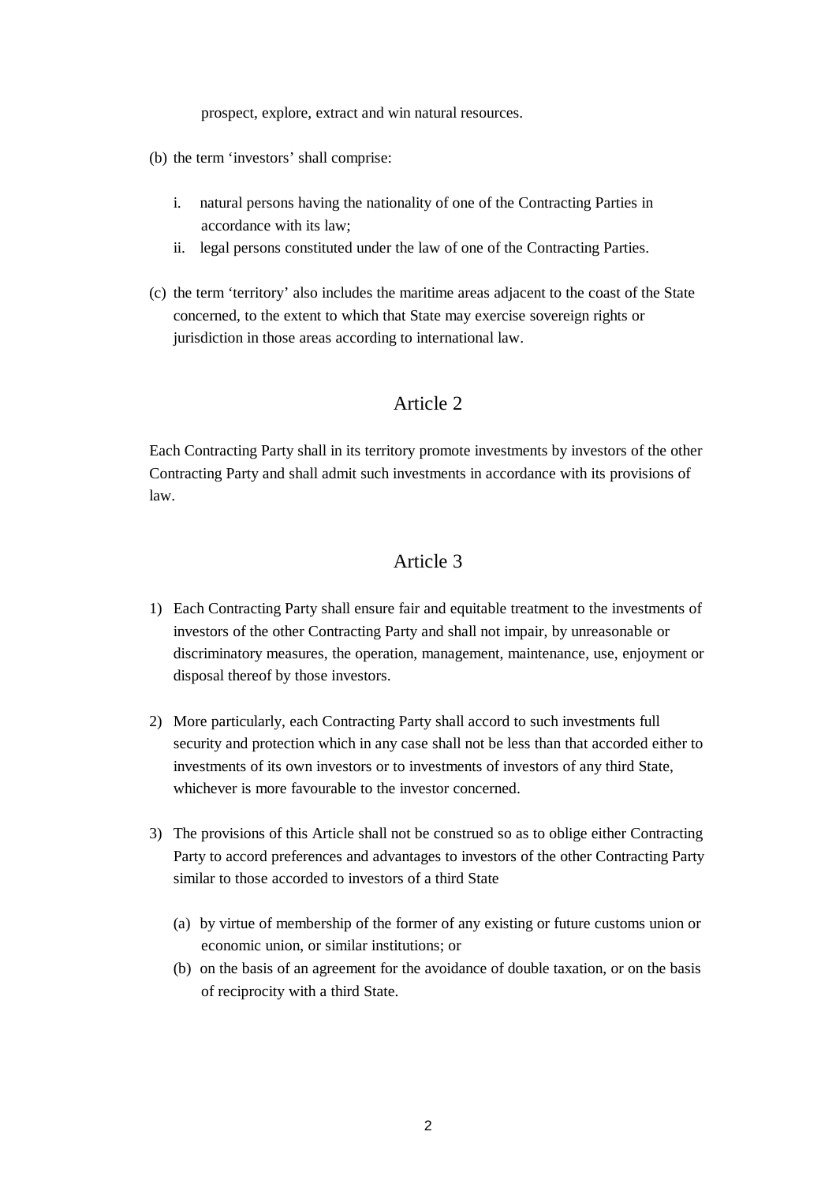prospect, explore, extract and win natural resources.

(b) the term ‘investors’ shall comprise:

   i. natural persons having the nationality of one of the Contracting Parties in accordance with its law;
   ii. legal persons constituted under the law of one of the Contracting Parties.

(c) the term ‘territory’ also includes the maritime areas adjacent to the coast of the State concerned, to the extent to which that State may exercise sovereign rights or jurisdiction in those areas according to international law.

## Article 2

Each Contracting Party shall in its territory promote investments by investors of the other Contracting Party and shall admit such investments in accordance with its provisions of law.

## Article 3

1) Each Contracting Party shall ensure fair and equitable treatment to the investments of investors of the other Contracting Party and shall not impair, by unreasonable or discriminatory measures, the operation, management, maintenance, use, enjoyment or disposal thereof by those investors.

2) More particularly, each Contracting Party shall accord to such investments full security and protection which in any case shall not be less than that accorded either to investments of its own investors or to investments of investors of any third State, whichever is more favourable to the investor concerned.

3) The provisions of this Article shall not be construed so as to oblige either Contracting Party to accord preferences and advantages to investors of the other Contracting Party similar to those accorded to investors of a third State

   (a) by virtue of membership of the former of any existing or future customs union or economic union, or similar institutions; or
   (b) on the basis of an agreement for the avoidance of double taxation, or on the basis of reciprocity with a third State.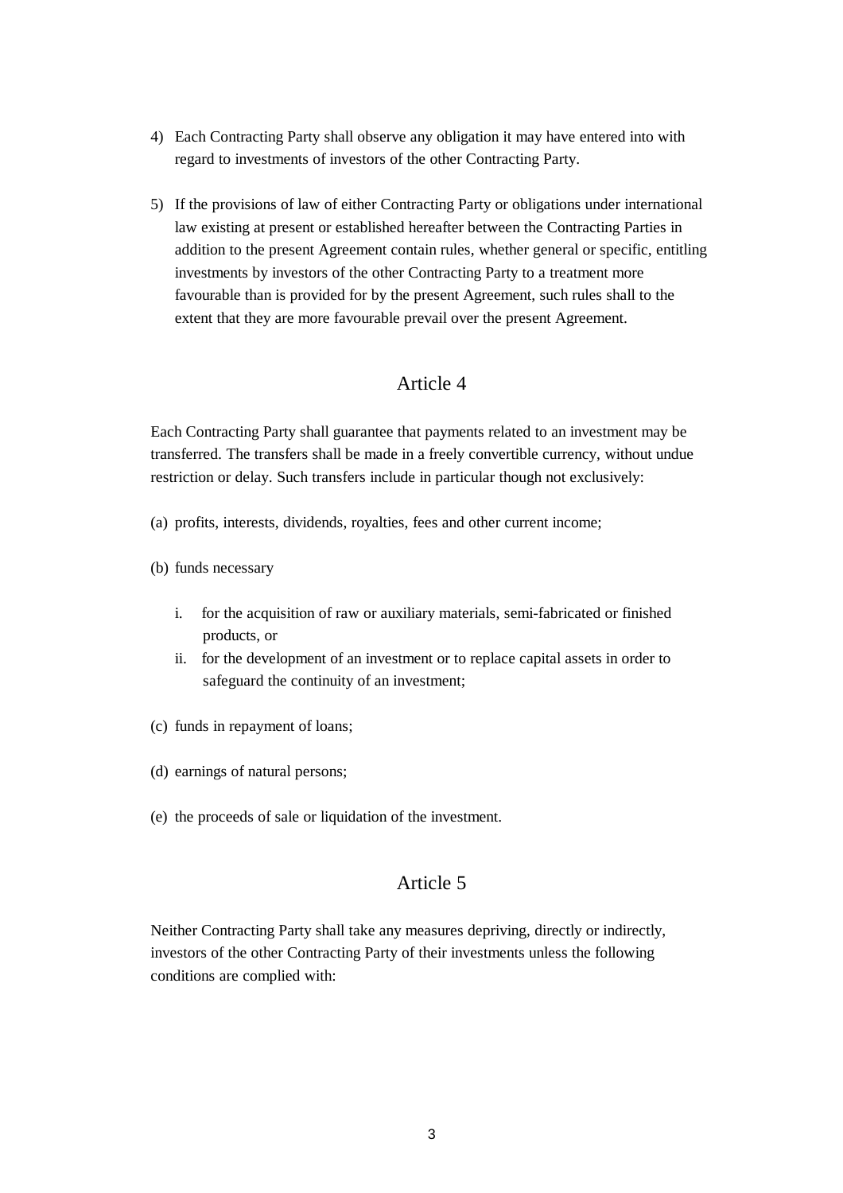4) Each Contracting Party shall observe any obligation it may have entered into with regard to investments of investors of the other Contracting Party.

5) If the provisions of law of either Contracting Party or obligations under international law existing at present or established hereafter between the Contracting Parties in addition to the present Agreement contain rules, whether general or specific, entitling investments by investors of the other Contracting Party to a treatment more favourable than is provided for by the present Agreement, such rules shall to the extent that they are more favourable prevail over the present Agreement.

## Article 4

Each Contracting Party shall guarantee that payments related to an investment may be transferred. The transfers shall be made in a freely convertible currency, without undue restriction or delay. Such transfers include in particular though not exclusively:

(a) profits, interests, dividends, royalties, fees and other current income;

(b) funds necessary

   i. for the acquisition of raw or auxiliary materials, semi-fabricated or finished products, or
   ii. for the development of an investment or to replace capital assets in order to safeguard the continuity of an investment;

(c) funds in repayment of loans;

(d) earnings of natural persons;

(e) the proceeds of sale or liquidation of the investment.

## Article 5

Neither Contracting Party shall take any measures depriving, directly or indirectly, investors of the other Contracting Party of their investments unless the following conditions are complied with: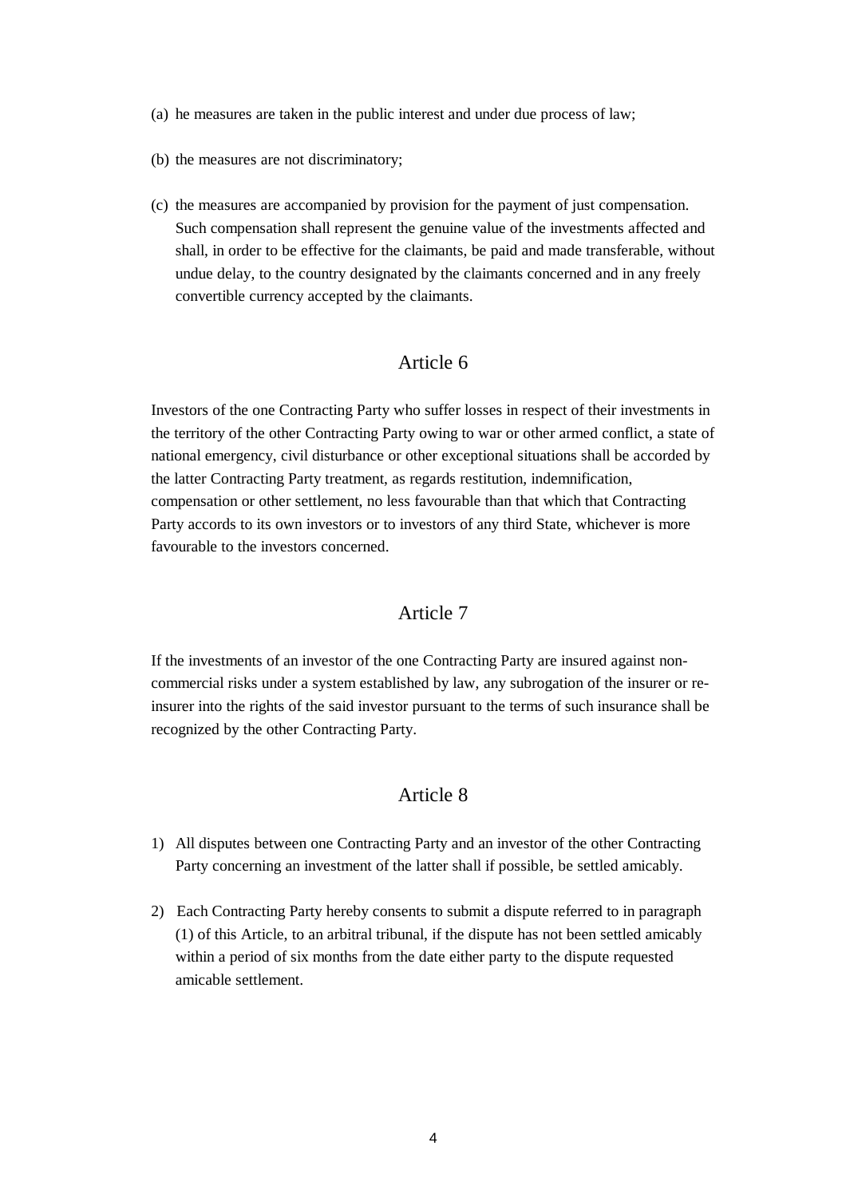(a) he measures are taken in the public interest and under due process of law;

(b) the measures are not discriminatory;

(c) the measures are accompanied by provision for the payment of just compensation. Such compensation shall represent the genuine value of the investments affected and shall, in order to be effective for the claimants, be paid and made transferable, without undue delay, to the country designated by the claimants concerned and in any freely convertible currency accepted by the claimants.

## Article 6

Investors of the one Contracting Party who suffer losses in respect of their investments in the territory of the other Contracting Party owing to war or other armed conflict, a state of national emergency, civil disturbance or other exceptional situations shall be accorded by the latter Contracting Party treatment, as regards restitution, indemnification, compensation or other settlement, no less favourable than that which that Contracting Party accords to its own investors or to investors of any third State, whichever is more favourable to the investors concerned.

## Article 7

If the investments of an investor of the one Contracting Party are insured against non-commercial risks under a system established by law, any subrogation of the insurer or re-insurer into the rights of the said investor pursuant to the terms of such insurance shall be recognized by the other Contracting Party.

## Article 8

1) All disputes between one Contracting Party and an investor of the other Contracting Party concerning an investment of the latter shall if possible, be settled amicably.

2) Each Contracting Party hereby consents to submit a dispute referred to in paragraph (1) of this Article, to an arbitral tribunal, if the dispute has not been settled amicably within a period of six months from the date either party to the dispute requested amicable settlement.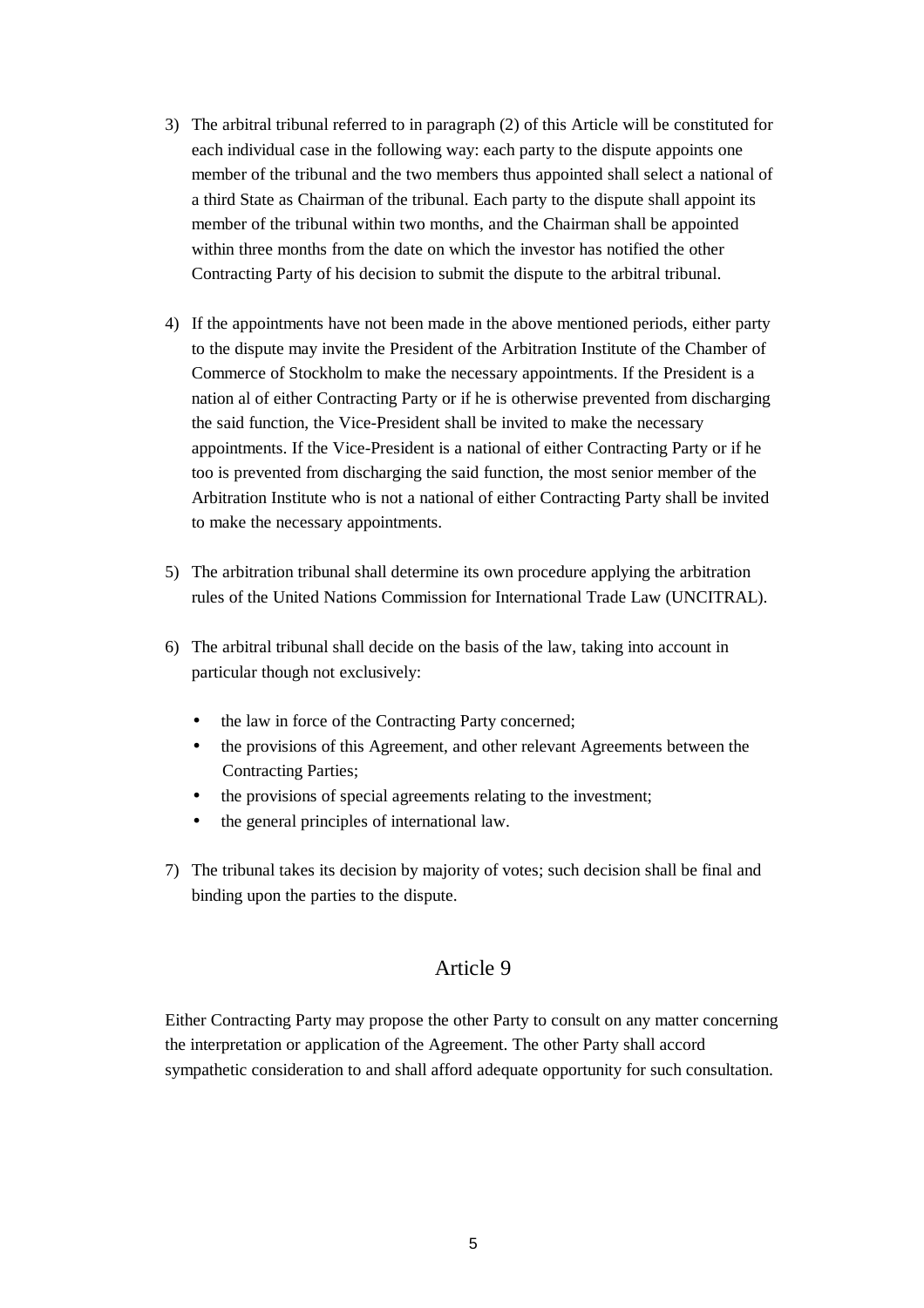3) The arbitral tribunal referred to in paragraph (2) of this Article will be constituted for each individual case in the following way: each party to the dispute appoints one member of the tribunal and the two members thus appointed shall select a national of a third State as Chairman of the tribunal. Each party to the dispute shall appoint its member of the tribunal within two months, and the Chairman shall be appointed within three months from the date on which the investor has notified the other Contracting Party of his decision to submit the dispute to the arbitral tribunal.

4) If the appointments have not been made in the above mentioned periods, either party to the dispute may invite the President of the Arbitration Institute of the Chamber of Commerce of Stockholm to make the necessary appointments. If the President is a nation al of either Contracting Party or if he is otherwise prevented from discharging the said function, the Vice-President shall be invited to make the necessary appointments. If the Vice-President is a national of either Contracting Party or if he too is prevented from discharging the said function, the most senior member of the Arbitration Institute who is not a national of either Contracting Party shall be invited to make the necessary appointments.

5) The arbitration tribunal shall determine its own procedure applying the arbitration rules of the United Nations Commission for International Trade Law (UNCITRAL).

6) The arbitral tribunal shall decide on the basis of the law, taking into account in particular though not exclusively:

   - the law in force of the Contracting Party concerned;
   - the provisions of this Agreement, and other relevant Agreements between the Contracting Parties;
   - the provisions of special agreements relating to the investment;
   - the general principles of international law.

7) The tribunal takes its decision by majority of votes; such decision shall be final and binding upon the parties to the dispute.

## Article 9

Either Contracting Party may propose the other Party to consult on any matter concerning the interpretation or application of the Agreement. The other Party shall accord sympathetic consideration to and shall afford adequate opportunity for such consultation.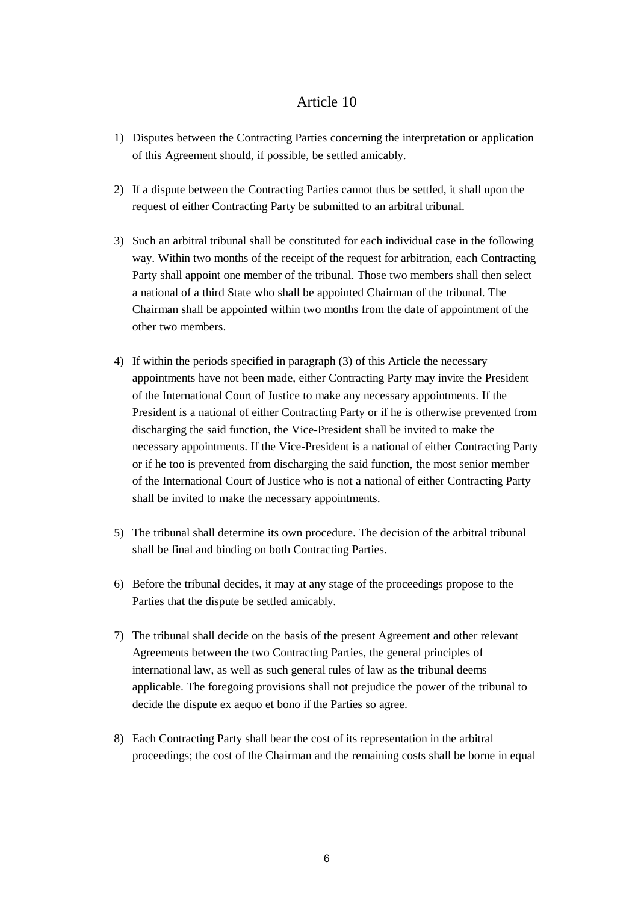# Article 10

1) Disputes between the Contracting Parties concerning the interpretation or application of this Agreement should, if possible, be settled amicably.

2) If a dispute between the Contracting Parties cannot thus be settled, it shall upon the request of either Contracting Party be submitted to an arbitral tribunal.

3) Such an arbitral tribunal shall be constituted for each individual case in the following way. Within two months of the receipt of the request for arbitration, each Contracting Party shall appoint one member of the tribunal. Those two members shall then select a national of a third State who shall be appointed Chairman of the tribunal. The Chairman shall be appointed within two months from the date of appointment of the other two members.

4) If within the periods specified in paragraph (3) of this Article the necessary appointments have not been made, either Contracting Party may invite the President of the International Court of Justice to make any necessary appointments. If the President is a national of either Contracting Party or if he is otherwise prevented from discharging the said function, the Vice-President shall be invited to make the necessary appointments. If the Vice-President is a national of either Contracting Party or if he too is prevented from discharging the said function, the most senior member of the International Court of Justice who is not a national of either Contracting Party shall be invited to make the necessary appointments.

5) The tribunal shall determine its own procedure. The decision of the arbitral tribunal shall be final and binding on both Contracting Parties.

6) Before the tribunal decides, it may at any stage of the proceedings propose to the Parties that the dispute be settled amicably.

7) The tribunal shall decide on the basis of the present Agreement and other relevant Agreements between the two Contracting Parties, the general principles of international law, as well as such general rules of law as the tribunal deems applicable. The foregoing provisions shall not prejudice the power of the tribunal to decide the dispute ex aequo et bono if the Parties so agree.

8) Each Contracting Party shall bear the cost of its representation in the arbitral proceedings; the cost of the Chairman and the remaining costs shall be borne in equal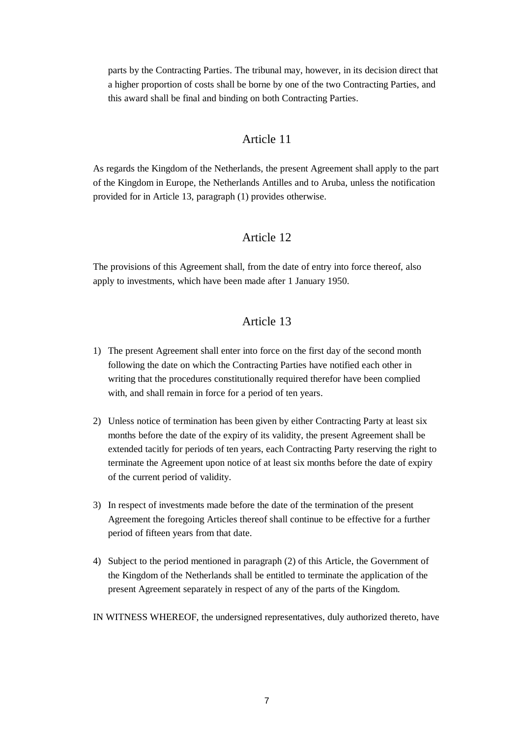parts by the Contracting Parties. The tribunal may, however, in its decision direct that a higher proportion of costs shall be borne by one of the two Contracting Parties, and this award shall be final and binding on both Contracting Parties.

## Article 11

As regards the Kingdom of the Netherlands, the present Agreement shall apply to the part of the Kingdom in Europe, the Netherlands Antilles and to Aruba, unless the notification provided for in Article 13, paragraph (1) provides otherwise.

## Article 12

The provisions of this Agreement shall, from the date of entry into force thereof, also apply to investments, which have been made after 1 January 1950.

## Article 13

1) The present Agreement shall enter into force on the first day of the second month following the date on which the Contracting Parties have notified each other in writing that the procedures constitutionally required therefor have been complied with, and shall remain in force for a period of ten years.

2) Unless notice of termination has been given by either Contracting Party at least six months before the date of the expiry of its validity, the present Agreement shall be extended tacitly for periods of ten years, each Contracting Party reserving the right to terminate the Agreement upon notice of at least six months before the date of expiry of the current period of validity.

3) In respect of investments made before the date of the termination of the present Agreement the foregoing Articles thereof shall continue to be effective for a further period of fifteen years from that date.

4) Subject to the period mentioned in paragraph (2) of this Article, the Government of the Kingdom of the Netherlands shall be entitled to terminate the application of the present Agreement separately in respect of any of the parts of the Kingdom.

IN WITNESS WHEREOF, the undersigned representatives, duly authorized thereto, have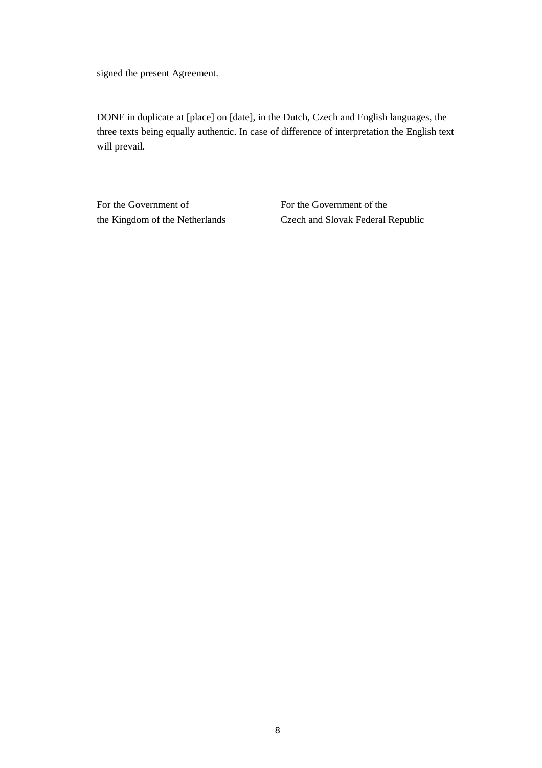signed the present Agreement.

DONE in duplicate at [place] on [date], in the Dutch, Czech and English languages, the three texts being equally authentic. In case of difference of interpretation the English text will prevail.

| | |
|---|---|
| For the Government of the Kingdom of the Netherlands | For the Government of the Czech and Slovak Federal Republic |